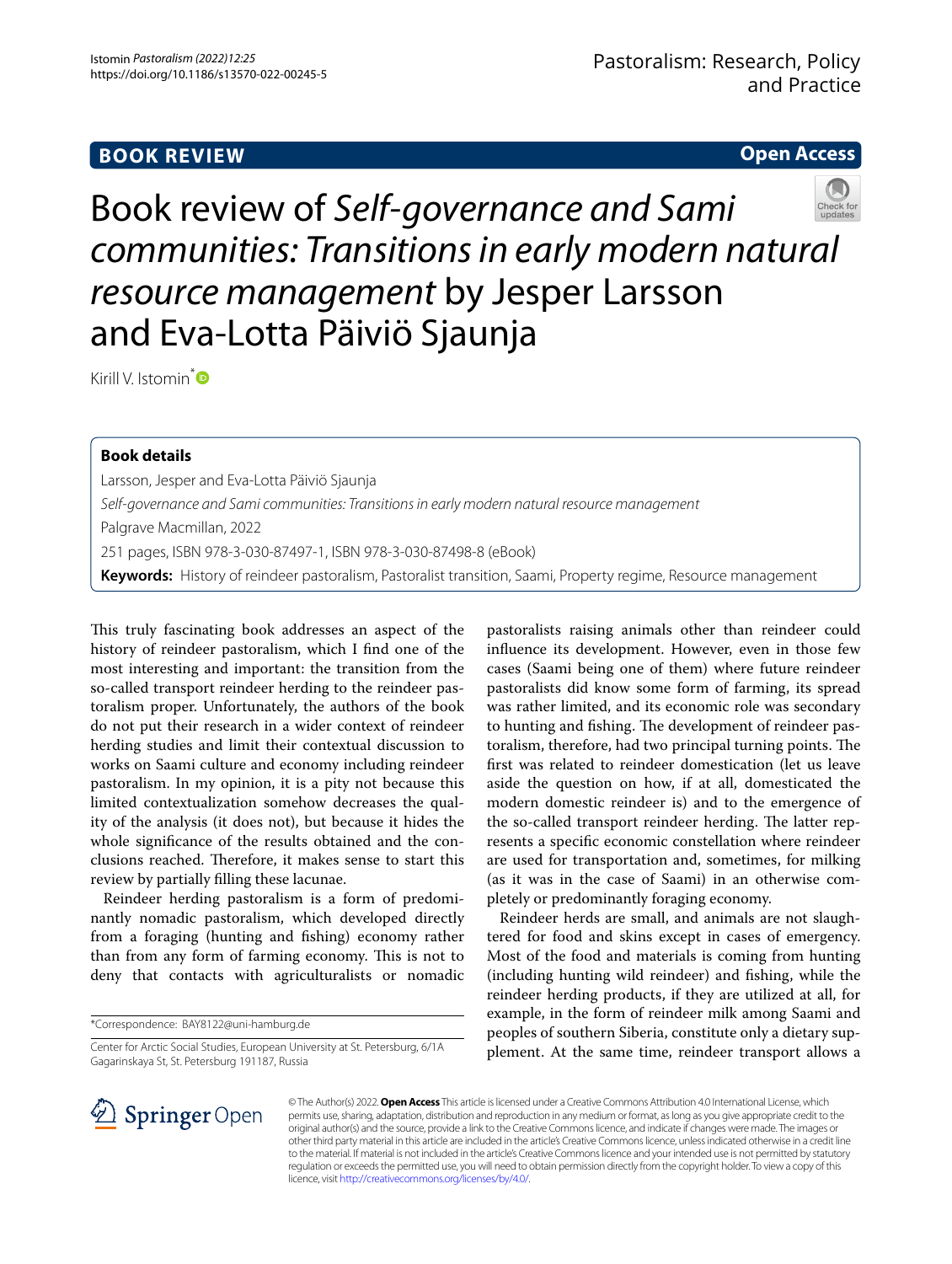BOOK REVIEW

Open Access

# Book review of *Self-governance and Sami communities: Transitions in early modern natural resource management* by Jesper Larsson and Eva-Lotta Päiviö Sjaunja

Kirill V. Istomin*

**Book details**

Larsson, Jesper and Eva-Lotta Päiviö Sjaunja

*Self-governance and Sami communities: Transitions in early modern natural resource management*

Palgrave Macmillan, 2022

251 pages, ISBN 978-3-030-87497-1, ISBN 978-3-030-87498-8 (eBook)

**Keywords:** History of reindeer pastoralism, Pastoralist transition, Saami, Property regime, Resource management

This truly fascinating book addresses an aspect of the history of reindeer pastoralism, which I find one of the most interesting and important: the transition from the so-called transport reindeer herding to the reindeer pastoralism proper. Unfortunately, the authors of the book do not put their research in a wider context of reindeer herding studies and limit their contextual discussion to works on Saami culture and economy including reindeer pastoralism. In my opinion, it is a pity not because this limited contextualization somehow decreases the quality of the analysis (it does not), but because it hides the whole significance of the results obtained and the conclusions reached. Therefore, it makes sense to start this review by partially filling these lacunae.

Reindeer herding pastoralism is a form of predominantly nomadic pastoralism, which developed directly from a foraging (hunting and fishing) economy rather than from any form of farming economy. This is not to deny that contacts with agriculturalists or nomadic pastoralists raising animals other than reindeer could influence its development. However, even in those few cases (Saami being one of them) where future reindeer pastoralists did know some form of farming, its spread was rather limited, and its economic role was secondary to hunting and fishing. The development of reindeer pastoralism, therefore, had two principal turning points. The first was related to reindeer domestication (let us leave aside the question on how, if at all, domesticated the modern domestic reindeer is) and to the emergence of the so-called transport reindeer herding. The latter represents a specific economic constellation where reindeer are used for transportation and, sometimes, for milking (as it was in the case of Saami) in an otherwise completely or predominantly foraging economy.

Reindeer herds are small, and animals are not slaughtered for food and skins except in cases of emergency. Most of the food and materials is coming from hunting (including hunting wild reindeer) and fishing, while the reindeer herding products, if they are utilized at all, for example, in the form of reindeer milk among Saami and peoples of southern Siberia, constitute only a dietary supplement. At the same time, reindeer transport allows a

*Correspondence: BAY8122@uni-hamburg.de

Center for Arctic Social Studies, European University at St. Petersburg, 6/1A Gagarinskaya St, St. Petersburg 191187, Russia

© The Author(s) 2022. **Open Access** This article is licensed under a Creative Commons Attribution 4.0 International License, which permits use, sharing, adaptation, distribution and reproduction in any medium or format, as long as you give appropriate credit to the original author(s) and the source, provide a link to the Creative Commons licence, and indicate if changes were made. The images or other third party material in this article are included in the article's Creative Commons licence, unless indicated otherwise in a credit line to the material. If material is not included in the article's Creative Commons licence and your intended use is not permitted by statutory regulation or exceeds the permitted use, you will need to obtain permission directly from the copyright holder. To view a copy of this licence, visit http://creativecommons.org/licenses/by/4.0/.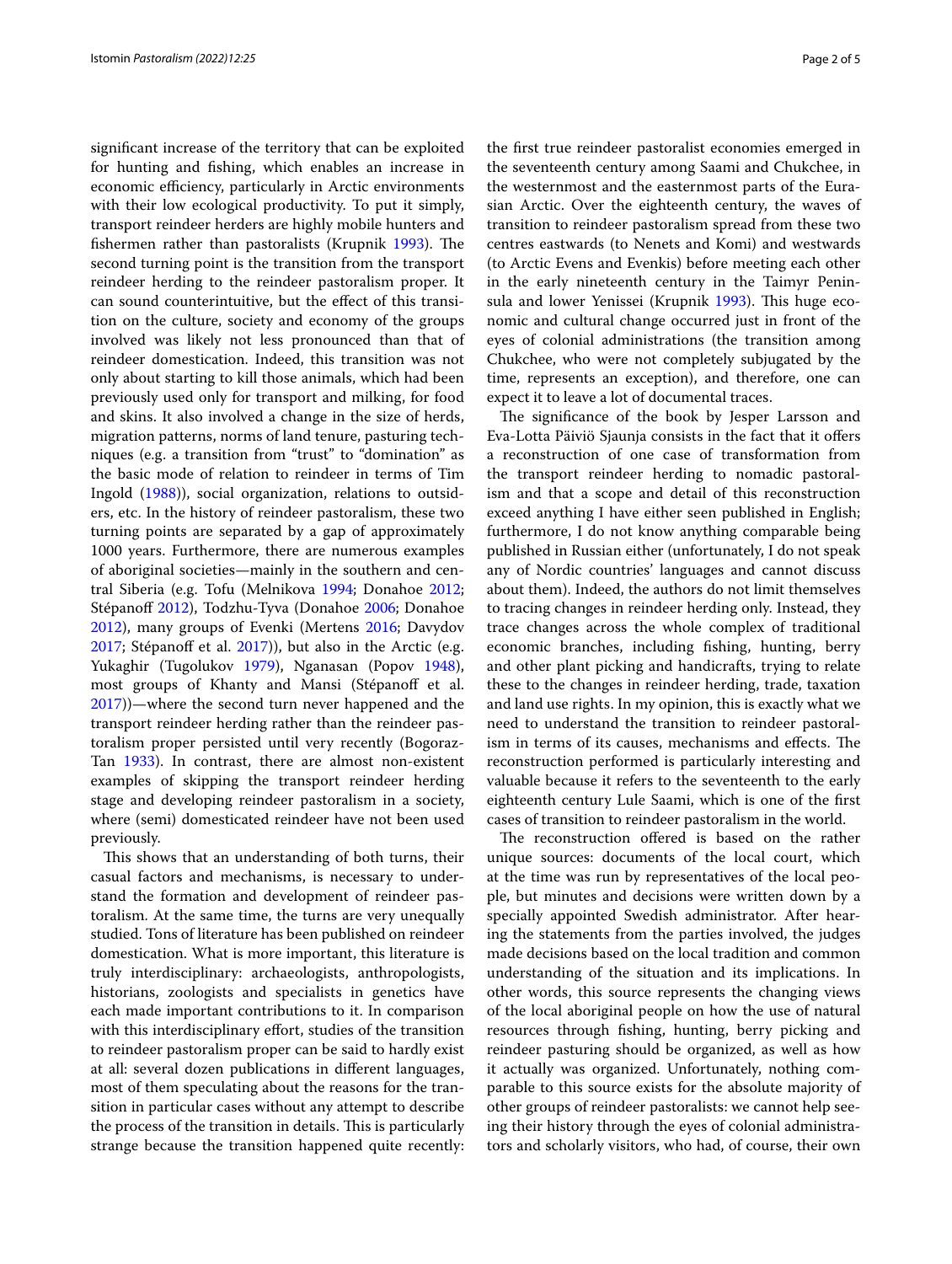significant increase of the territory that can be exploited for hunting and fishing, which enables an increase in economic efficiency, particularly in Arctic environments with their low ecological productivity. To put it simply, transport reindeer herders are highly mobile hunters and fishermen rather than pastoralists (Krupnik 1993). The second turning point is the transition from the transport reindeer herding to the reindeer pastoralism proper. It can sound counterintuitive, but the effect of this transition on the culture, society and economy of the groups involved was likely not less pronounced than that of reindeer domestication. Indeed, this transition was not only about starting to kill those animals, which had been previously used only for transport and milking, for food and skins. It also involved a change in the size of herds, migration patterns, norms of land tenure, pasturing techniques (e.g. a transition from "trust" to "domination" as the basic mode of relation to reindeer in terms of Tim Ingold (1988)), social organization, relations to outsiders, etc. In the history of reindeer pastoralism, these two turning points are separated by a gap of approximately 1000 years. Furthermore, there are numerous examples of aboriginal societies—mainly in the southern and central Siberia (e.g. Tofu (Melnikova 1994; Donahoe 2012; Stépanoff 2012), Todzhu-Tyva (Donahoe 2006; Donahoe 2012), many groups of Evenki (Mertens 2016; Davydov 2017; Stépanoff et al. 2017)), but also in the Arctic (e.g. Yukaghir (Tugolukov 1979), Nganasan (Popov 1948), most groups of Khanty and Mansi (Stépanoff et al. 2017))—where the second turn never happened and the transport reindeer herding rather than the reindeer pastoralism proper persisted until very recently (Bogoraz-Tan 1933). In contrast, there are almost non-existent examples of skipping the transport reindeer herding stage and developing reindeer pastoralism in a society, where (semi) domesticated reindeer have not been used previously.

This shows that an understanding of both turns, their casual factors and mechanisms, is necessary to understand the formation and development of reindeer pastoralism. At the same time, the turns are very unequally studied. Tons of literature has been published on reindeer domestication. What is more important, this literature is truly interdisciplinary: archaeologists, anthropologists, historians, zoologists and specialists in genetics have each made important contributions to it. In comparison with this interdisciplinary effort, studies of the transition to reindeer pastoralism proper can be said to hardly exist at all: several dozen publications in different languages, most of them speculating about the reasons for the transition in particular cases without any attempt to describe the process of the transition in details. This is particularly strange because the transition happened quite recently: the first true reindeer pastoralist economies emerged in the seventeenth century among Saami and Chukchee, in the westernmost and the easternmost parts of the Eurasian Arctic. Over the eighteenth century, the waves of transition to reindeer pastoralism spread from these two centres eastwards (to Nenets and Komi) and westwards (to Arctic Evens and Evenkis) before meeting each other in the early nineteenth century in the Taimyr Peninsula and lower Yenissei (Krupnik 1993). This huge economic and cultural change occurred just in front of the eyes of colonial administrations (the transition among Chukchee, who were not completely subjugated by the time, represents an exception), and therefore, one can expect it to leave a lot of documental traces.

The significance of the book by Jesper Larsson and Eva-Lotta Päiviö Sjaunja consists in the fact that it offers a reconstruction of one case of transformation from the transport reindeer herding to nomadic pastoralism and that a scope and detail of this reconstruction exceed anything I have either seen published in English; furthermore, I do not know anything comparable being published in Russian either (unfortunately, I do not speak any of Nordic countries' languages and cannot discuss about them). Indeed, the authors do not limit themselves to tracing changes in reindeer herding only. Instead, they trace changes across the whole complex of traditional economic branches, including fishing, hunting, berry and other plant picking and handicrafts, trying to relate these to the changes in reindeer herding, trade, taxation and land use rights. In my opinion, this is exactly what we need to understand the transition to reindeer pastoralism in terms of its causes, mechanisms and effects. The reconstruction performed is particularly interesting and valuable because it refers to the seventeenth to the early eighteenth century Lule Saami, which is one of the first cases of transition to reindeer pastoralism in the world.

The reconstruction offered is based on the rather unique sources: documents of the local court, which at the time was run by representatives of the local people, but minutes and decisions were written down by a specially appointed Swedish administrator. After hearing the statements from the parties involved, the judges made decisions based on the local tradition and common understanding of the situation and its implications. In other words, this source represents the changing views of the local aboriginal people on how the use of natural resources through fishing, hunting, berry picking and reindeer pasturing should be organized, as well as how it actually was organized. Unfortunately, nothing comparable to this source exists for the absolute majority of other groups of reindeer pastoralists: we cannot help seeing their history through the eyes of colonial administrators and scholarly visitors, who had, of course, their own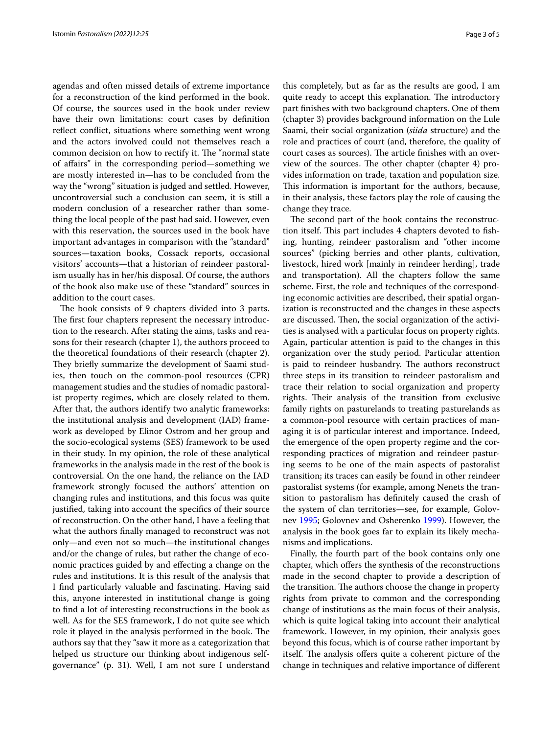agendas and often missed details of extreme importance for a reconstruction of the kind performed in the book. Of course, the sources used in the book under review have their own limitations: court cases by definition reflect conflict, situations where something went wrong and the actors involved could not themselves reach a common decision on how to rectify it. The "normal state of affairs" in the corresponding period—something we are mostly interested in—has to be concluded from the way the "wrong" situation is judged and settled. However, uncontroversial such a conclusion can seem, it is still a modern conclusion of a researcher rather than something the local people of the past had said. However, even with this reservation, the sources used in the book have important advantages in comparison with the "standard" sources—taxation books, Cossack reports, occasional visitors' accounts—that a historian of reindeer pastoralism usually has in her/his disposal. Of course, the authors of the book also make use of these "standard" sources in addition to the court cases.

The book consists of 9 chapters divided into 3 parts. The first four chapters represent the necessary introduction to the research. After stating the aims, tasks and reasons for their research (chapter 1), the authors proceed to the theoretical foundations of their research (chapter 2). They briefly summarize the development of Saami studies, then touch on the common-pool resources (CPR) management studies and the studies of nomadic pastoralist property regimes, which are closely related to them. After that, the authors identify two analytic frameworks: the institutional analysis and development (IAD) framework as developed by Elinor Ostrom and her group and the socio-ecological systems (SES) framework to be used in their study. In my opinion, the role of these analytical frameworks in the analysis made in the rest of the book is controversial. On the one hand, the reliance on the IAD framework strongly focused the authors' attention on changing rules and institutions, and this focus was quite justified, taking into account the specifics of their source of reconstruction. On the other hand, I have a feeling that what the authors finally managed to reconstruct was not only—and even not so much—the institutional changes and/or the change of rules, but rather the change of economic practices guided by and effecting a change on the rules and institutions. It is this result of the analysis that I find particularly valuable and fascinating. Having said this, anyone interested in institutional change is going to find a lot of interesting reconstructions in the book as well. As for the SES framework, I do not quite see which role it played in the analysis performed in the book. The authors say that they "saw it more as a categorization that helped us structure our thinking about indigenous self-governance" (p. 31). Well, I am not sure I understand this completely, but as far as the results are good, I am quite ready to accept this explanation. The introductory part finishes with two background chapters. One of them (chapter 3) provides background information on the Lule Saami, their social organization (*siida* structure) and the role and practices of court (and, therefore, the quality of court cases as sources). The article finishes with an overview of the sources. The other chapter (chapter 4) provides information on trade, taxation and population size. This information is important for the authors, because, in their analysis, these factors play the role of causing the change they trace.

The second part of the book contains the reconstruction itself. This part includes 4 chapters devoted to fishing, hunting, reindeer pastoralism and "other income sources" (picking berries and other plants, cultivation, livestock, hired work [mainly in reindeer herding], trade and transportation). All the chapters follow the same scheme. First, the role and techniques of the corresponding economic activities are described, their spatial organization is reconstructed and the changes in these aspects are discussed. Then, the social organization of the activities is analysed with a particular focus on property rights. Again, particular attention is paid to the changes in this organization over the study period. Particular attention is paid to reindeer husbandry. The authors reconstruct three steps in its transition to reindeer pastoralism and trace their relation to social organization and property rights. Their analysis of the transition from exclusive family rights on pasturelands to treating pasturelands as a common-pool resource with certain practices of managing it is of particular interest and importance. Indeed, the emergence of the open property regime and the corresponding practices of migration and reindeer pasturing seems to be one of the main aspects of pastoralist transition; its traces can easily be found in other reindeer pastoralist systems (for example, among Nenets the transition to pastoralism has definitely caused the crash of the system of clan territories—see, for example, Golovnev 1995; Golovnev and Osherenko 1999). However, the analysis in the book goes far to explain its likely mechanisms and implications.

Finally, the fourth part of the book contains only one chapter, which offers the synthesis of the reconstructions made in the second chapter to provide a description of the transition. The authors choose the change in property rights from private to common and the corresponding change of institutions as the main focus of their analysis, which is quite logical taking into account their analytical framework. However, in my opinion, their analysis goes beyond this focus, which is of course rather important by itself. The analysis offers quite a coherent picture of the change in techniques and relative importance of different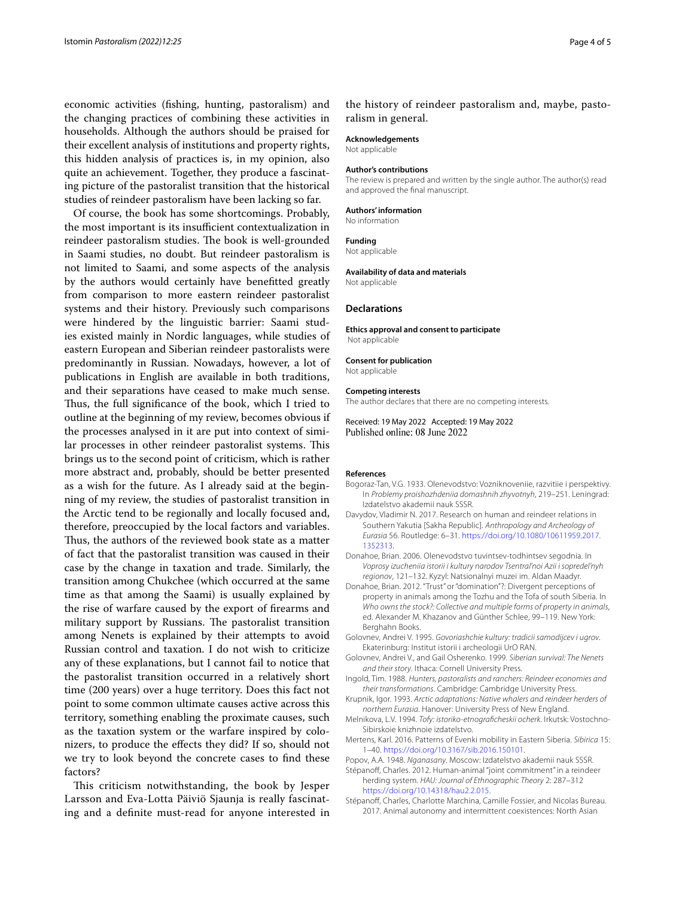economic activities (fishing, hunting, pastoralism) and the changing practices of combining these activities in households. Although the authors should be praised for their excellent analysis of institutions and property rights, this hidden analysis of practices is, in my opinion, also quite an achievement. Together, they produce a fascinating picture of the pastoralist transition that the historical studies of reindeer pastoralism have been lacking so far.

Of course, the book has some shortcomings. Probably, the most important is its insufficient contextualization in reindeer pastoralism studies. The book is well-grounded in Saami studies, no doubt. But reindeer pastoralism is not limited to Saami, and some aspects of the analysis by the authors would certainly have benefitted greatly from comparison to more eastern reindeer pastoralist systems and their history. Previously such comparisons were hindered by the linguistic barrier: Saami studies existed mainly in Nordic languages, while studies of eastern European and Siberian reindeer pastoralists were predominantly in Russian. Nowadays, however, a lot of publications in English are available in both traditions, and their separations have ceased to make much sense. Thus, the full significance of the book, which I tried to outline at the beginning of my review, becomes obvious if the processes analysed in it are put into context of similar processes in other reindeer pastoralist systems. This brings us to the second point of criticism, which is rather more abstract and, probably, should be better presented as a wish for the future. As I already said at the beginning of my review, the studies of pastoralist transition in the Arctic tend to be regionally and locally focused and, therefore, preoccupied by the local factors and variables. Thus, the authors of the reviewed book state as a matter of fact that the pastoralist transition was caused in their case by the change in taxation and trade. Similarly, the transition among Chukchee (which occurred at the same time as that among the Saami) is usually explained by the rise of warfare caused by the export of firearms and military support by Russians. The pastoralist transition among Nenets is explained by their attempts to avoid Russian control and taxation. I do not wish to criticize any of these explanations, but I cannot fail to notice that the pastoralist transition occurred in a relatively short time (200 years) over a huge territory. Does this fact not point to some common ultimate causes active across this territory, something enabling the proximate causes, such as the taxation system or the warfare inspired by colonizers, to produce the effects they did? If so, should not we try to look beyond the concrete cases to find these factors?

This criticism notwithstanding, the book by Jesper Larsson and Eva-Lotta Päiviö Sjaunja is really fascinating and a definite must-read for anyone interested in the history of reindeer pastoralism and, maybe, pastoralism in general.

**Acknowledgements**
Not applicable

**Author's contributions**
The review is prepared and written by the single author. The author(s) read and approved the final manuscript.

**Authors' information**
No information

**Funding**
Not applicable

**Availability of data and materials**
Not applicable

## Declarations

**Ethics approval and consent to participate**
Not applicable

**Consent for publication**
Not applicable

**Competing interests**
The author declares that there are no competing interests.

Received: 19 May 2022 Accepted: 19 May 2022
Published online: 08 June 2022

## References

Bogoraz-Tan, V.G. 1933. Olenevodstvo: Vozniknoveniie, razvitiie i perspektivy. In *Problemy proishozhdeniia domashnih zhyvotnyh*, 219–251. Leningrad: Izdatelstvo akademii nauk SSSR.

Davydov, Vladimir N. 2017. Research on human and reindeer relations in Southern Yakutia [Sakha Republic]. *Anthropology and Archeology of Eurasia* 56. Routledge: 6–31. https://doi.org/10.1080/10611959.2017.1352313.

Donahoe, Brian. 2006. Olenevodstvo tuvintsev-todhintsev segodnia. In *Voprosy izucheniia istorii i kultury narodov Tsentral'noi Azii i sopredel'nyh regionov*, 121–132. Kyzyl: Natsionalnyi muzei im. Aldan Maadyr.

Donahoe, Brian. 2012. "Trust" or "domination"?: Divergent perceptions of property in animals among the Tozhu and the Tofa of south Siberia. In *Who owns the stock?: Collective and multiple forms of property in animals*, ed. Alexander M. Khazanov and Günther Schlee, 99–119. New York: Berghahn Books.

Golovnev, Andrei V. 1995. *Govoriashchie kultury: tradicii samodijcev i ugrov*. Ekaterinburg: Institut istorii i archeologii UrO RAN.

Golovnev, Andrei V., and Gail Osherenko. 1999. *Siberian survival: The Nenets and their story*. Ithaca: Cornell University Press.

Ingold, Tim. 1988. *Hunters, pastoralists and ranchers: Reindeer economies and their transformations*. Cambridge: Cambridge University Press.

Krupnik, Igor. 1993. *Arctic adaptations: Native whalers and reindeer herders of northern Eurasia*. Hanover: University Press of New England.

Melnikova, L.V. 1994. *Tofy: istoriko-etnograficheskii ocherk*. Irkutsk: Vostochno-Sibirskoie knizhnoie izdatelstvo.

Mertens, Karl. 2016. Patterns of Evenki mobility in Eastern Siberia. *Sibirica* 15: 1–40. https://doi.org/10.3167/sib.2016.150101.

Popov, A.A. 1948. *Nganasany*. Moscow: Izdatelstvo akademii nauk SSSR.

Stépanoff, Charles. 2012. Human-animal "joint commitment" in a reindeer herding system. *HAU: Journal of Ethnographic Theory* 2: 287–312 https://doi.org/10.14318/hau2.2.015.

Stépanoff, Charles, Charlotte Marchina, Camille Fossier, and Nicolas Bureau. 2017. Animal autonomy and intermittent coexistences: North Asian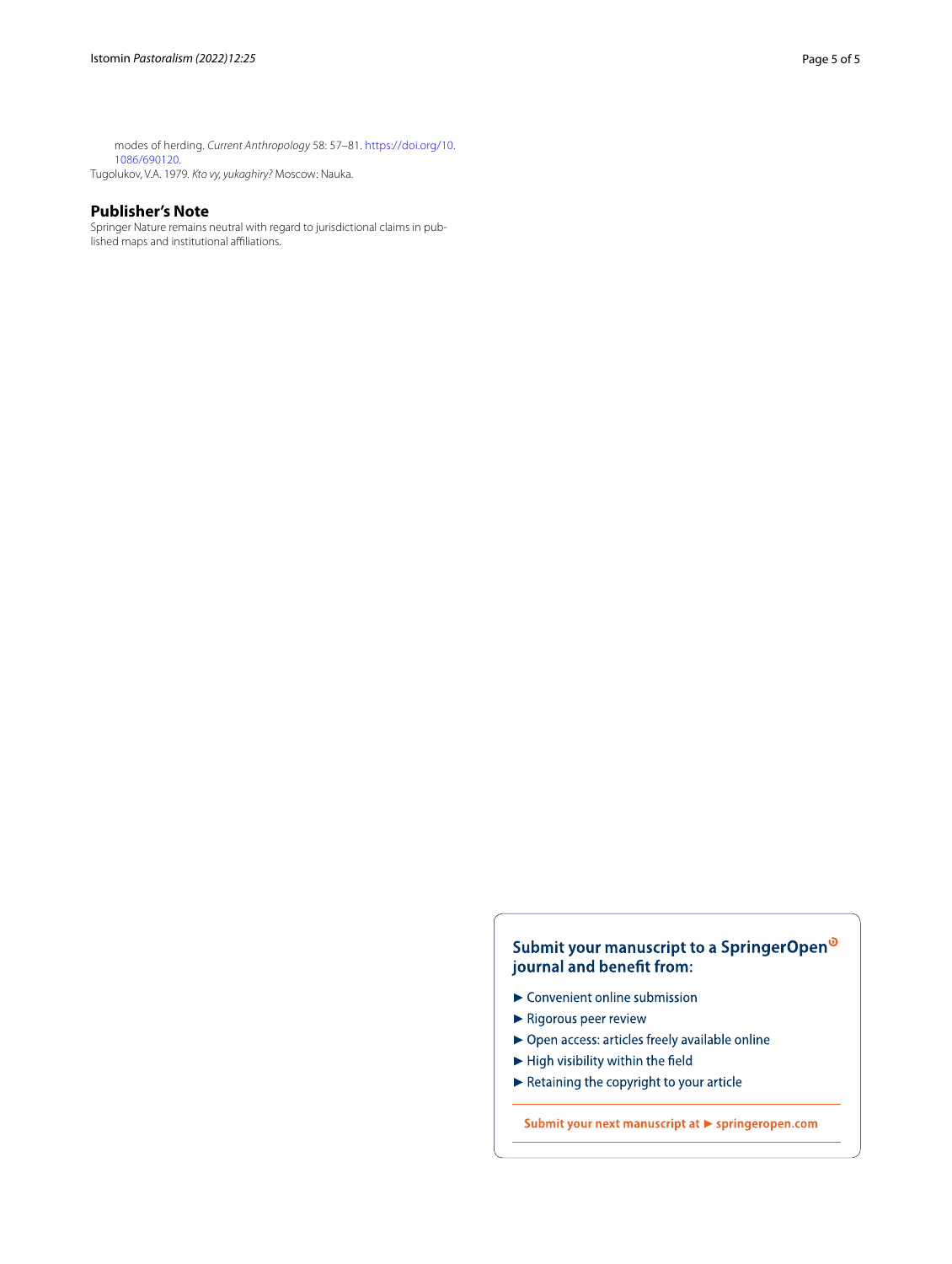modes of herding. *Current Anthropology* 58: 57–81. https://doi.org/10.1086/690120.

Tugolukov, V.A. 1979. *Kto vy, yukaghiry?* Moscow: Nauka.

## Publisher's Note

Springer Nature remains neutral with regard to jurisdictional claims in published maps and institutional affiliations.

**Submit your manuscript to a SpringerOpen journal and benefit from:**

- ► Convenient online submission
- ► Rigorous peer review
- ► Open access: articles freely available online
- ► High visibility within the field
- ► Retaining the copyright to your article

**Submit your next manuscript at ► springeropen.com**